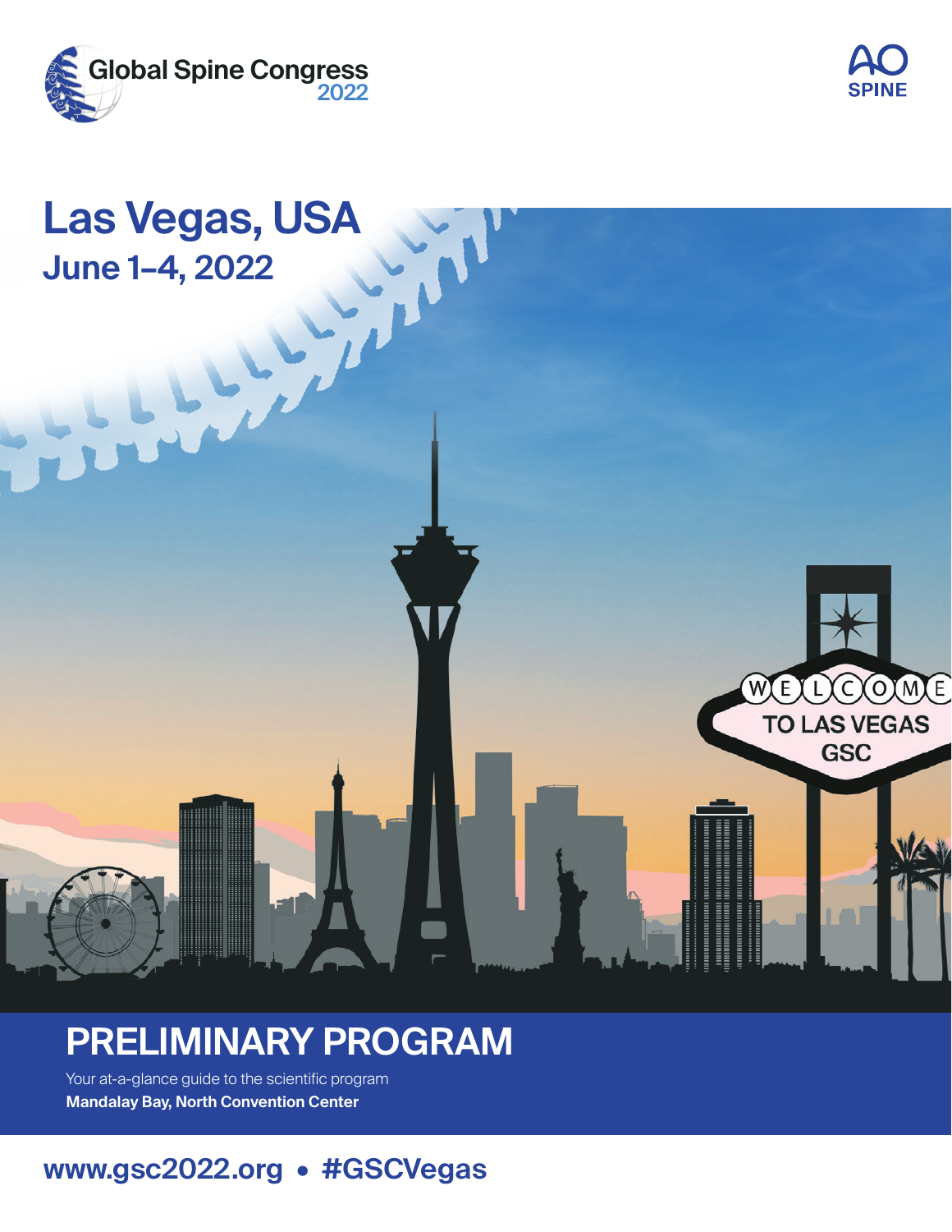Global Spine Congress 2022

AO SPINE

# Las Vegas, USA

## June 1–4, 2022

# PRELIMINARY PROGRAM

Your at-a-glance guide to the scientific program

**Mandalay Bay, North Convention Center**

**www.gsc2022.org • #GSCVegas**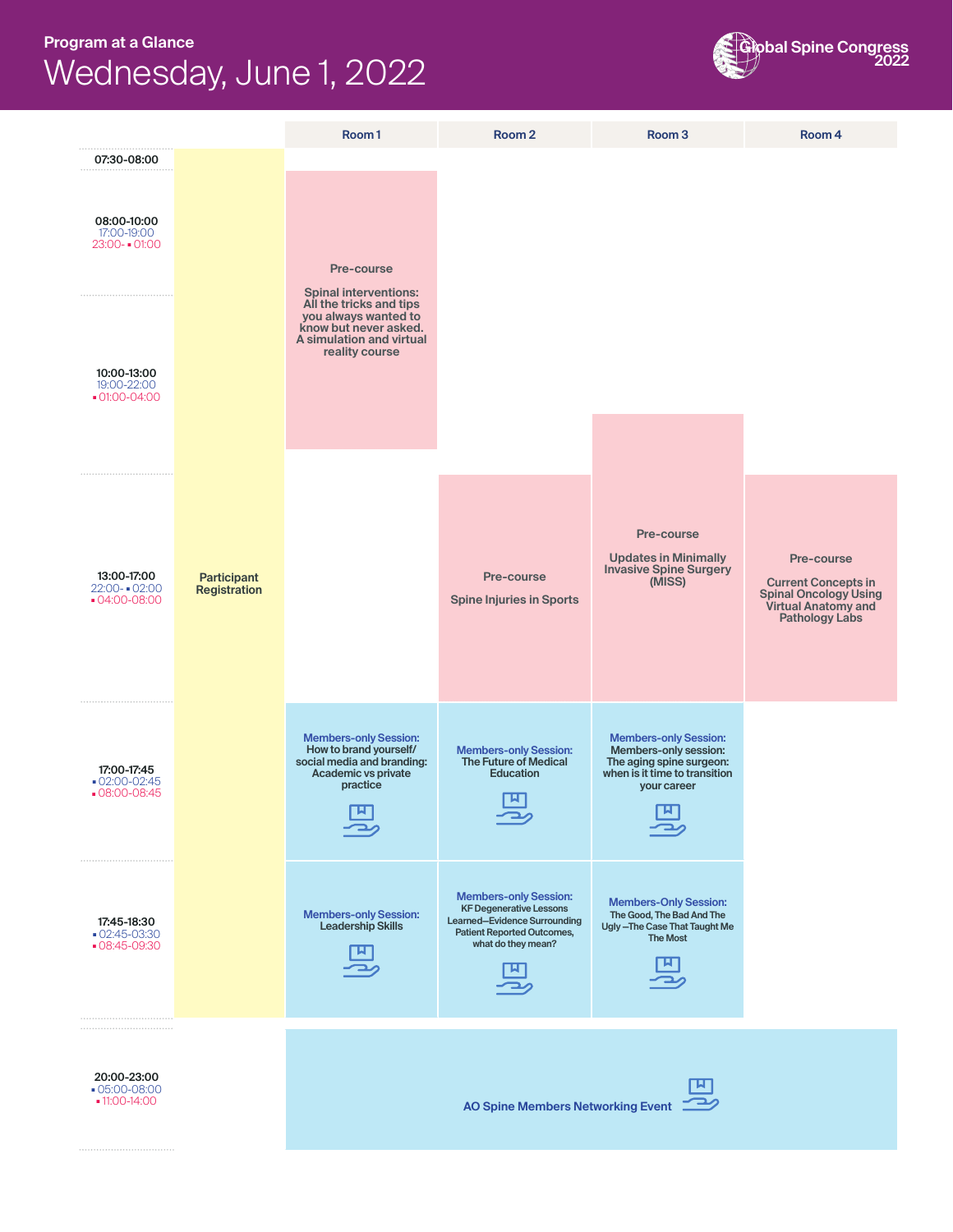## Program at a Glance

# Wednesday, June 1, 2022

Global Spine Congress 2022

| Time | | Room 1 | Room 2 | Room 3 | Room 4 |
|---|---|---|---|---|---|
| 07:30-08:00 | Participant Registration | | | | |
| 08:00-10:00 / 17:00-19:00 / 23:00- ▪ 01:00 | Participant Registration | Pre-course: Spinal interventions: All the tricks and tips you always wanted to know but never asked. A simulation and virtual reality course | | | |
| 10:00-13:00 / 19:00-22:00 / ▪ 01:00-04:00 | Participant Registration | Pre-course: Spinal interventions: All the tricks and tips you always wanted to know but never asked. A simulation and virtual reality course | | Pre-course: Updates in Minimally Invasive Spine Surgery (MISS) | |
| 13:00-17:00 / 22:00- ▪ 02:00 / ▪ 04:00-08:00 | Participant Registration | | Pre-course: Spine Injuries in Sports | Pre-course: Updates in Minimally Invasive Spine Surgery (MISS) | Pre-course: Current Concepts in Spinal Oncology Using Virtual Anatomy and Pathology Labs |
| 17:00-17:45 / ▪ 02:00-02:45 / ▪ 08:00-08:45 | Participant Registration | Members-only Session: How to brand yourself/ social media and branding: Academic vs private practice | Members-only Session: The Future of Medical Education | Members-only Session: Members-only session: The aging spine surgeon: when is it time to transition your career | |
| 17:45-18:30 / ▪ 02:45-03:30 / ▪ 08:45-09:30 | Participant Registration | Members-only Session: Leadership Skills | Members-only Session: KF Degenerative Lessons Learned—Evidence Surrounding Patient Reported Outcomes, what do they mean? | Members-Only Session: The Good, The Bad And The Ugly –The Case That Taught Me The Most | |
| 20:00-23:00 / ▪ 05:00-08:00 / ▪ 11:00-14:00 | | AO Spine Members Networking Event | | | |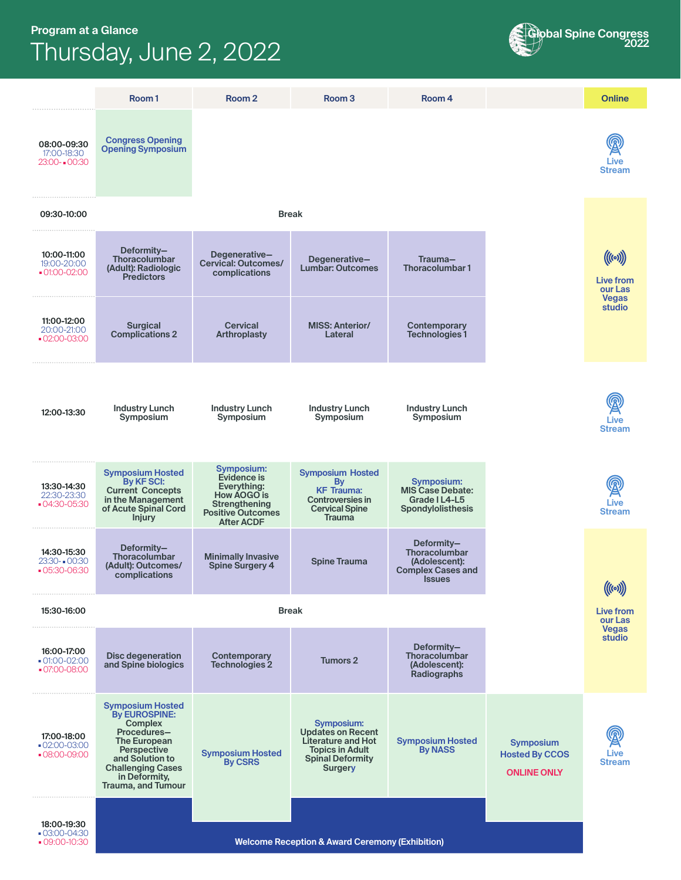Program at a Glance

# Thursday, June 2, 2022

Global Spine Congress 2022

| Time | Room 1 | Room 2 | Room 3 | Room 4 | | Online |
|---|---|---|---|---|---|---|
| 08:00-09:30 / 17:00-18:30 / 23:00- 00:30 | Congress Opening Opening Symposium | | | | | Live Stream |
| 09:30-10:00 | Break | | | | | Live from our Las Vegas studio |
| 10:00-11:00 / 19:00-20:00 / 01:00-02:00 | Deformity—Thoracolumbar (Adult): Radiologic Predictors | Degenerative—Cervical: Outcomes/ complications | Degenerative—Lumbar: Outcomes | Trauma—Thoracolumbar 1 | | Live from our Las Vegas studio |
| 11:00-12:00 / 20:00-21:00 / 02:00-03:00 | Surgical Complications 2 | Cervical Arthroplasty | MISS: Anterior/ Lateral | Contemporary Technologies 1 | | Live from our Las Vegas studio |
| 12:00-13:30 | Industry Lunch Symposium | Industry Lunch Symposium | Industry Lunch Symposium | Industry Lunch Symposium | | Live Stream |
| 13:30-14:30 / 22:30-23:30 / 04:30-05:30 | Symposium Hosted By KF SCI: Current Concepts in the Management of Acute Spinal Cord Injury | Symposium: Evidence is Everything: How AOGO is Strengthening Positive Outcomes After ACDF | Symposium Hosted By KF Trauma: Controversies in Cervical Spine Trauma | Symposium: MIS Case Debate: Grade I L4-L5 Spondylolisthesis | | Live Stream |
| 14:30-15:30 / 23:30- 00:30 / 05:30-06:30 | Deformity—Thoracolumbar (Adult): Outcomes/ complications | Minimally Invasive Spine Surgery 4 | Spine Trauma | Deformity—Thoracolumbar (Adolescent): Complex Cases and Issues | | Live from our Las Vegas studio |
| 15:30-16:00 | Break | | | | | Live from our Las Vegas studio |
| 16:00-17:00 / 01:00-02:00 / 07:00-08:00 | Disc degeneration and Spine biologics | Contemporary Technologies 2 | Tumors 2 | Deformity—Thoracolumbar (Adolescent): Radiographs | | Live from our Las Vegas studio |
| 17:00-18:00 / 02:00-03:00 / 08:00-09:00 | Symposium Hosted By EUROSPINE: Complex Procedures—The European Perspective and Solution to Challenging Cases in Deformity, Trauma, and Tumour | Symposium Hosted By CSRS | Symposium: Updates on Recent Literature and Hot Topics in Adult Spinal Deformity Surgery | Symposium Hosted By NASS | Symposium Hosted By CCOS ONLINE ONLY | Live Stream |
| 18:00-19:30 / 03:00-04:30 / 09:00-10:30 | Welcome Reception & Award Ceremony (Exhibition) | | | | | |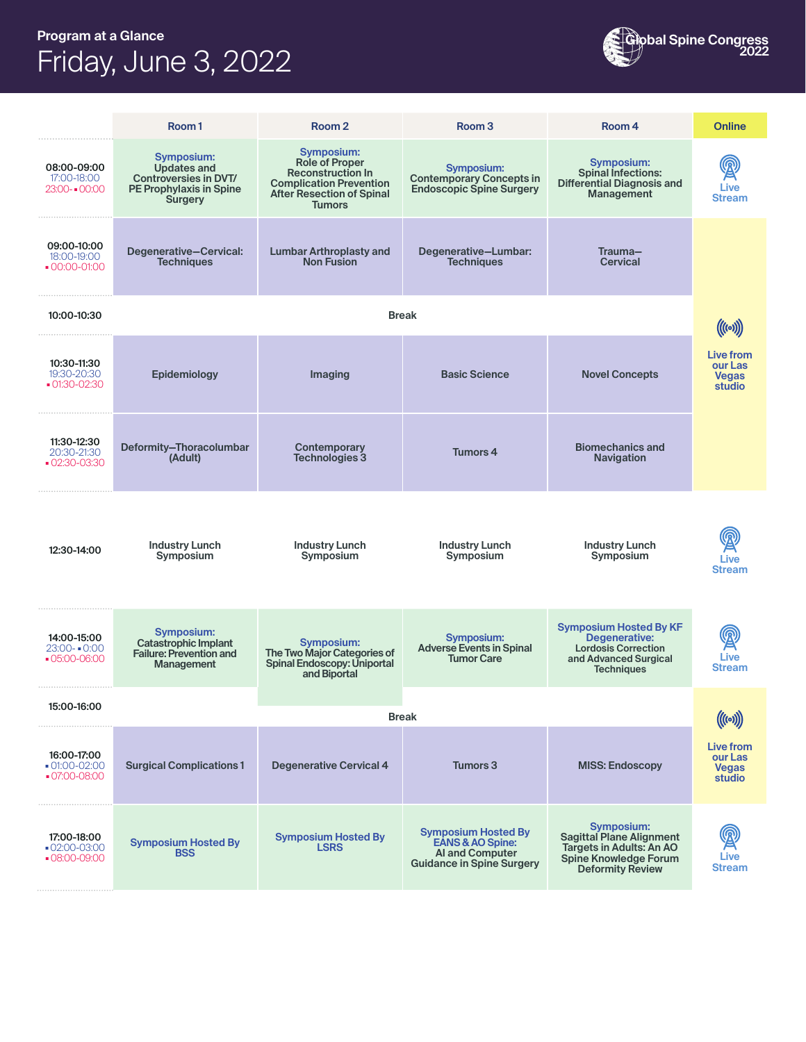# Program at a Glance

## Friday, June 3, 2022

Global Spine Congress 2022

| | Room 1 | Room 2 | Room 3 | Room 4 | Online |
|---|---|---|---|---|---|
| 08:00-09:00<br>17:00-18:00<br>23:00- 00:00 | **Symposium:** Updates and Controversies in DVT/ PE Prophylaxis in Spine Surgery | **Symposium:** Role of Proper Reconstruction In Complication Prevention After Resection of Spinal Tumors | **Symposium:** Contemporary Concepts in Endoscopic Spine Surgery | **Symposium:** Spinal Infections: Differential Diagnosis and Management | Live Stream |
| 09:00-10:00<br>18:00-19:00<br>00:00-01:00 | Degenerative—Cervical: Techniques | Lumbar Arthroplasty and Non Fusion | Degenerative—Lumbar: Techniques | Trauma—Cervical | Live from our Las Vegas studio |
| 10:00-10:30 | Break | | | | |
| 10:30-11:30<br>19:30-20:30<br>01:30-02:30 | Epidemiology | Imaging | Basic Science | Novel Concepts | |
| 11:30-12:30<br>20:30-21:30<br>02:30-03:30 | Deformity—Thoracolumbar (Adult) | Contemporary Technologies 3 | Tumors 4 | Biomechanics and Navigation | |
| 12:30-14:00 | Industry Lunch Symposium | Industry Lunch Symposium | Industry Lunch Symposium | Industry Lunch Symposium | Live Stream |
| 14:00-15:00<br>23:00- 0:00<br>05:00-06:00 | **Symposium:** Catastrophic Implant Failure: Prevention and Management | **Symposium:** The Two Major Categories of Spinal Endoscopy: Uniportal and Biportal | **Symposium:** Adverse Events in Spinal Tumor Care | **Symposium Hosted By KF Degenerative:** Lordosis Correction and Advanced Surgical Techniques | Live Stream |
| 15:00-16:00 | Break | | | | Live from our Las Vegas studio |
| 16:00-17:00<br>01:00-02:00<br>07:00-08:00 | Surgical Complications 1 | Degenerative Cervical 4 | Tumors 3 | MISS: Endoscopy | |
| 17:00-18:00<br>02:00-03:00<br>08:00-09:00 | **Symposium Hosted By BSS** | **Symposium Hosted By LSRS** | **Symposium Hosted By EANS & AO Spine:** AI and Computer Guidance in Spine Surgery | **Symposium:** Sagittal Plane Alignment Targets in Adults: An AO Spine Knowledge Forum Deformity Review | Live Stream |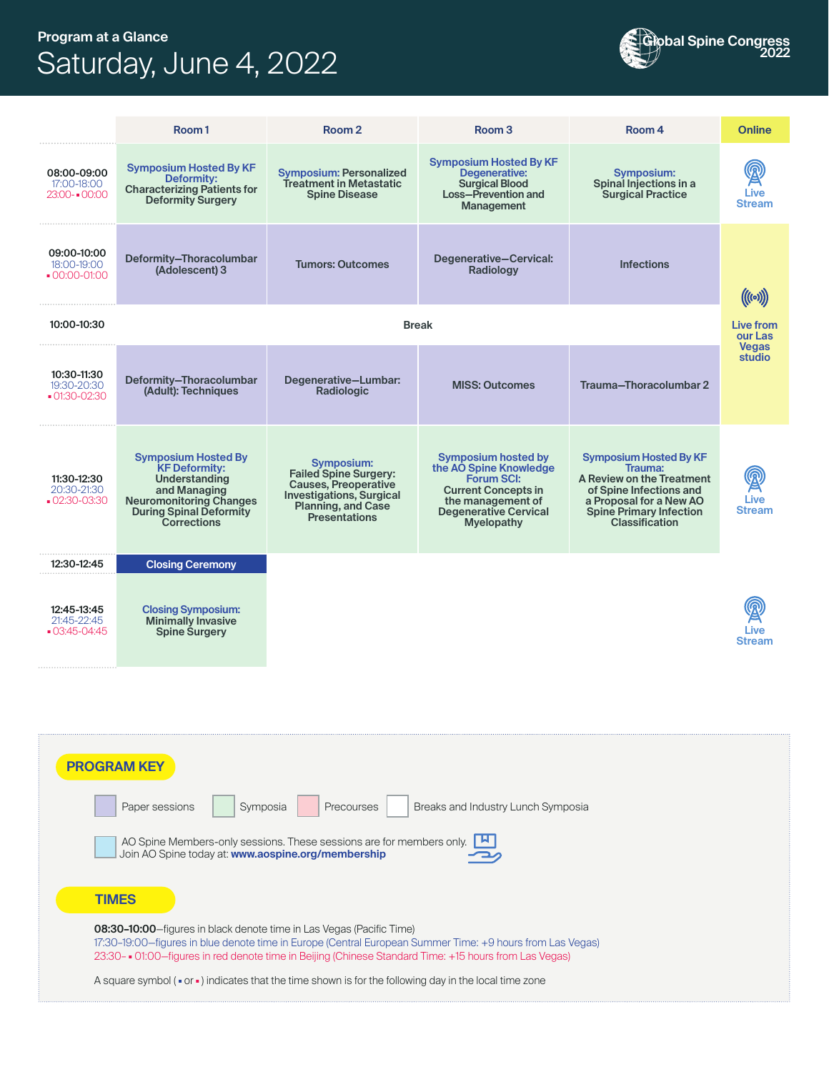Program at a Glance

# Saturday, June 4, 2022

Global Spine Congress 2022

| | Room 1 | Room 2 | Room 3 | Room 4 | Online |
|---|---|---|---|---|---|
| 08:00-09:00<br>17:00-18:00<br>23:00- ▪ 00:00 | **Symposium Hosted By KF Deformity:** Characterizing Patients for Deformity Surgery | **Symposium:** Personalized Treatment in Metastatic Spine Disease | **Symposium Hosted By KF Degenerative:** Surgical Blood Loss—Prevention and Management | **Symposium:** Spinal Injections in a Surgical Practice | Live Stream |
| 09:00-10:00<br>18:00-19:00<br>▪ 00:00-01:00 | Deformity—Thoracolumbar (Adolescent) 3 | Tumors: Outcomes | Degenerative—Cervical: Radiology | Infections | Live from our Las Vegas studio |
| 10:00-10:30 | Break | | | | |
| 10:30-11:30<br>19:30-20:30<br>▪ 01:30-02:30 | Deformity—Thoracolumbar (Adult): Techniques | Degenerative—Lumbar: Radiologic | MISS: Outcomes | Trauma—Thoracolumbar 2 | |
| 11:30-12:30<br>20:30-21:30<br>▪ 02:30-03:30 | **Symposium Hosted By KF Deformity:** Understanding and Managing Neuromonitoring Changes During Spinal Deformity Corrections | **Symposium:** Failed Spine Surgery: Causes, Preoperative Investigations, Surgical Planning, and Case Presentations | **Symposium hosted by the AO Spine Knowledge Forum SCI:** Current Concepts in the management of Degenerative Cervical Myelopathy | **Symposium Hosted By KF Trauma:** A Review on the Treatment of Spine Infections and a Proposal for a New AO Spine Primary Infection Classification | Live Stream |
| 12:30-12:45 | Closing Ceremony | | | | |
| 12:45-13:45<br>21:45-22:45<br>▪ 03:45-04:45 | **Closing Symposium:** Minimally Invasive Spine Surgery | | | | Live Stream |

## PROGRAM KEY

- Paper sessions
- Symposia
- Precourses
- Breaks and Industry Lunch Symposia
- AO Spine Members-only sessions. These sessions are for members only. Join AO Spine today at: **www.aospine.org/membership**

## TIMES

**08:30-10:00**—figures in black denote time in Las Vegas (Pacific Time)
17:30-19:00—figures in blue denote time in Europe (Central European Summer Time: +9 hours from Las Vegas)
23:30- ▪ 01:00—figures in red denote time in Beijing (Chinese Standard Time: +15 hours from Las Vegas)

A square symbol ( ▪ or ▪ ) indicates that the time shown is for the following day in the local time zone